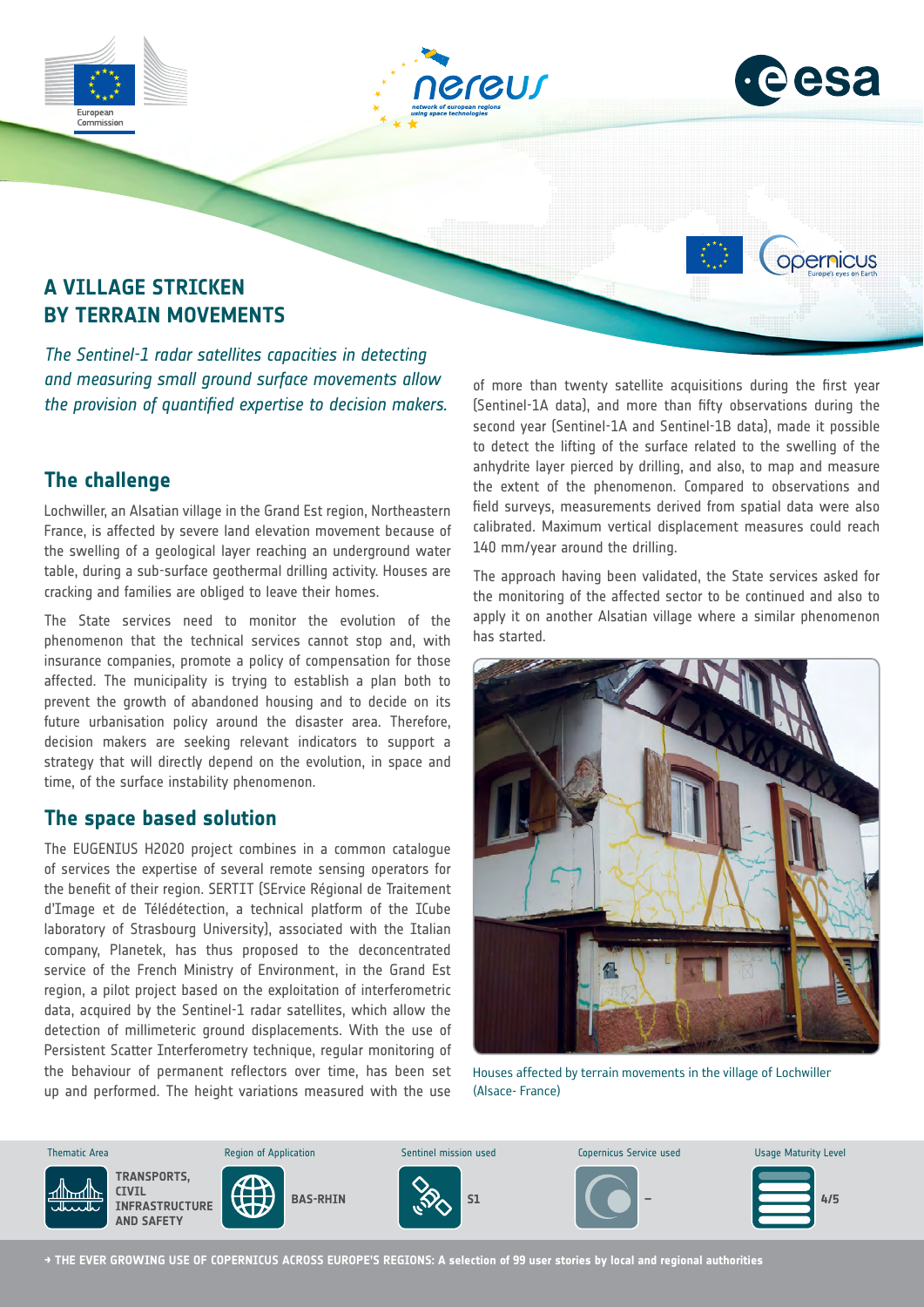# A VILLAGE STRICKEN BY TERRAIN MOVEMENTS

*The Sentinel-1 radar satellites capacities in detecting and measuring small ground surface movements allow the provision of quantified expertise to decision makers.*

## The challenge

Lochwiller, an Alsatian village in the Grand Est region, Northeastern France, is affected by severe land elevation movement because of the swelling of a geological layer reaching an underground water table, during a sub-surface geothermal drilling activity. Houses are cracking and families are obliged to leave their homes.

The State services need to monitor the evolution of the phenomenon that the technical services cannot stop and, with insurance companies, promote a policy of compensation for those affected. The municipality is trying to establish a plan both to prevent the growth of abandoned housing and to decide on its future urbanisation policy around the disaster area. Therefore, decision makers are seeking relevant indicators to support a strategy that will directly depend on the evolution, in space and time, of the surface instability phenomenon.

## The space based solution

The EUGENIUS H2020 project combines in a common catalogue of services the expertise of several remote sensing operators for the benefit of their region. SERTIT (SErvice Régional de Traitement d'Image et de Télédétection, a technical platform of the ICube laboratory of Strasbourg University), associated with the Italian company, Planetek, has thus proposed to the deconcentrated service of the French Ministry of Environment, in the Grand Est region, a pilot project based on the exploitation of interferometric data, acquired by the Sentinel-1 radar satellites, which allow the detection of millimeteric ground displacements. With the use of Persistent Scatter Interferometry technique, regular monitoring of the behaviour of permanent reflectors over time, has been set up and performed. The height variations measured with the use of more than twenty satellite acquisitions during the first year (Sentinel-1A data), and more than fifty observations during the second year (Sentinel-1A and Sentinel-1B data), made it possible to detect the lifting of the surface related to the swelling of the anhydrite layer pierced by drilling, and also, to map and measure the extent of the phenomenon. Compared to observations and field surveys, measurements derived from spatial data were also calibrated. Maximum vertical displacement measures could reach 140 mm/year around the drilling.

The approach having been validated, the State services asked for the monitoring of the affected sector to be continued and also to apply it on another Alsatian village where a similar phenomenon has started.

Houses affected by terrain movements in the village of Lochwiller (Alsace- France)

| Thematic Area | Region of Application | Sentinel mission used | Copernicus Service used | Usage Maturity Level |
| --- | --- | --- | --- | --- |
| TRANSPORTS, CIVIL INFRASTRUCTURE AND SAFETY | BAS-RHIN | S1 | – | 4/5 |

→ THE EVER GROWING USE OF COPERNICUS ACROSS EUROPE'S REGIONS: A selection of 99 user stories by local and regional authorities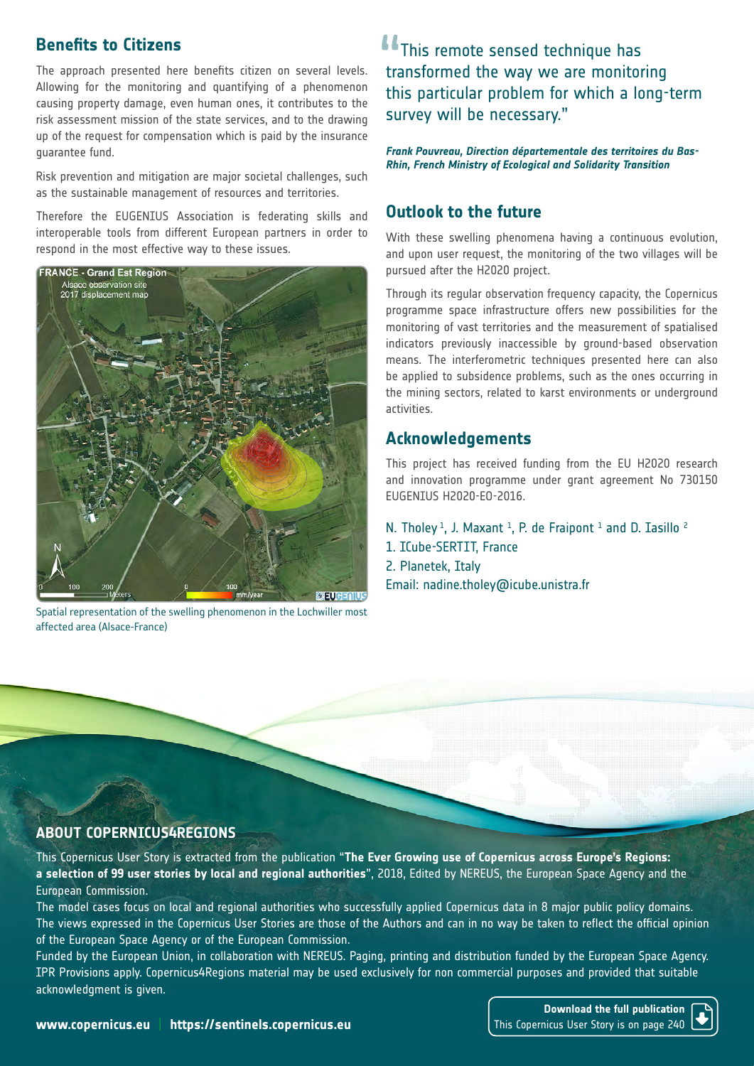## Benefits to Citizens

The approach presented here benefits citizen on several levels. Allowing for the monitoring and quantifying of a phenomenon causing property damage, even human ones, it contributes to the risk assessment mission of the state services, and to the drawing up of the request for compensation which is paid by the insurance guarantee fund.

Risk prevention and mitigation are major societal challenges, such as the sustainable management of resources and territories.

Therefore the EUGENIUS Association is federating skills and interoperable tools from different European partners in order to respond in the most effective way to these issues.

FRANCE - Grand Est Region
Alsace observation site
2017 displacement map

N

0 100 200 Meters

0 100 mm/year

EUGENIUS

Spatial representation of the swelling phenomenon in the Lochwiller most affected area (Alsace-France)

"This remote sensed technique has transformed the way we are monitoring this particular problem for which a long-term survey will be necessary."

***Frank Pouvreau, Direction départementale des territoires du Bas-Rhin, French Ministry of Ecological and Solidarity Transition***

## Outlook to the future

With these swelling phenomena having a continuous evolution, and upon user request, the monitoring of the two villages will be pursued after the H2020 project.

Through its regular observation frequency capacity, the Copernicus programme space infrastructure offers new possibilities for the monitoring of vast territories and the measurement of spatialised indicators previously inaccessible by ground-based observation means. The interferometric techniques presented here can also be applied to subsidence problems, such as the ones occurring in the mining sectors, related to karst environments or underground activities.

## Acknowledgements

This project has received funding from the EU H2020 research and innovation programme under grant agreement No 730150 EUGENIUS H2020-EO-2016.

N. Tholey [1], J. Maxant [1], P. de Fraipont [1] and D. Iasillo [2]
1. ICube-SERTIT, France
2. Planetek, Italy
Email: nadine.tholey@icube.unistra.fr

## ABOUT COPERNICUS4REGIONS

This Copernicus User Story is extracted from the publication "**The Ever Growing use of Copernicus across Europe's Regions: a selection of 99 user stories by local and regional authorities**", 2018, Edited by NEREUS, the European Space Agency and the European Commission.
The model cases focus on local and regional authorities who successfully applied Copernicus data in 8 major public policy domains. The views expressed in the Copernicus User Stories are those of the Authors and can in no way be taken to reflect the official opinion of the European Space Agency or of the European Commission.
Funded by the European Union, in collaboration with NEREUS. Paging, printing and distribution funded by the European Space Agency. IPR Provisions apply. Copernicus4Regions material may be used exclusively for non commercial purposes and provided that suitable acknowledgment is given.

**www.copernicus.eu** | **https://sentinels.copernicus.eu**

**Download the full publication**
This Copernicus User Story is on page 240